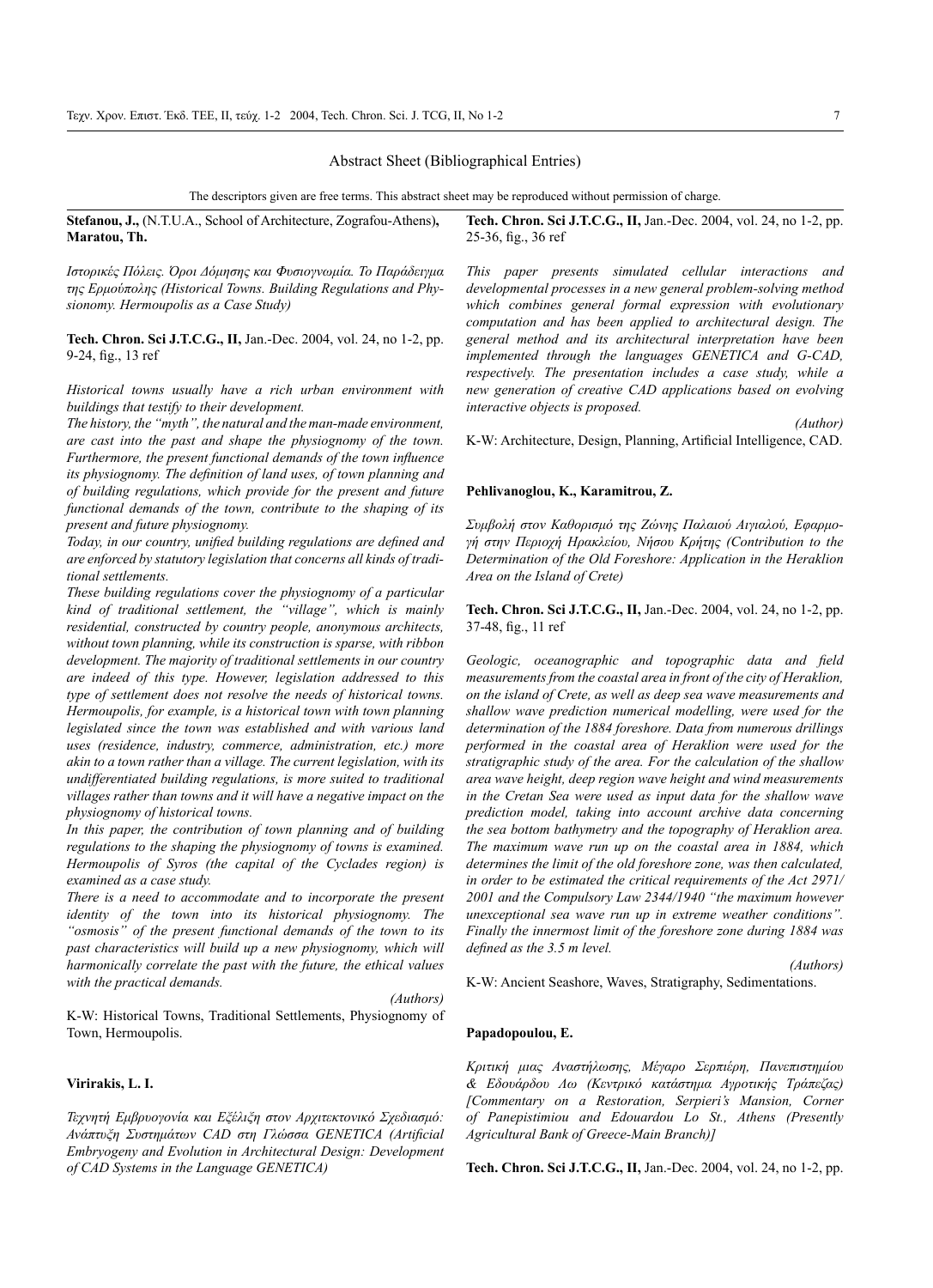## Abstract Sheet (Bibliographical Entries)

The descriptors given are free terms. This abstract sheet may be reproduced without permission of charge.

**Stefanou, J.,** (N.T.U.A., School of Architecture, Zografou-Athens)**, Maratou, Th.**

*Ιστορικές Πόλεις. Όροι Δόμησης και Φυσιογνωμία. Το Παράδειγμα της Ερμούπολης (Historical Towns. Building Regulations and Physionomy. Hermoupolis as a Case Study)*

**Tech. Chron. Sci J.T.C.G., II,** Jan.-Dec. 2004, vol. 24, no 1-2, pp. 9-24, fig., 13 ref

*Historical towns usually have a rich urban environment with buildings that testify to their development.*

*The history, the "myth", the natural and the man-made environment, are cast into the past and shape the physiognomy of the town. Furthermore, the present functional demands of the town influence its physiognomy. The definition of land uses, of town planning and of building regulations, which provide for the present and future functional demands of the town, contribute to the shaping of its present and future physiognomy.*

*Today, in our country, unified building regulations are defined and are enforced by statutory legislation that concerns all kinds of traditional settlements.*

*These building regulations cover the physiognomy of a particular kind of traditional settlement, the "village", which is mainly residential, constructed by country people, anonymous architects, without town planning, while its construction is sparse, with ribbon development. The majority of traditional settlements in our country are indeed of this type. However, legislation addressed to this type of settlement does not resolve the needs of historical towns. Hermoupolis, for example, is a historical town with town planning legislated since the town was established and with various land uses (residence, industry, commerce, administration, etc.) more akin to a town rather than a village. The current legislation, with its undifferentiated building regulations, is more suited to traditional villages rather than towns and it will have a negative impact on the physiognomy of historical towns.*

*In this paper, the contribution of town planning and of building regulations to the shaping the physiognomy of towns is examined. Hermoupolis of Syros (the capital of the Cyclades region) is examined as a case study.*

*There is a need to accommodate and to incorporate the present identity of the town into its historical physiognomy. The "osmosis" of the present functional demands of the town to its past characteristics will build up a new physiognomy, which will harmonically correlate the past with the future, the ethical values with the practical demands.*

*(Authors)*

K-W: Historical Towns, Traditional Settlements, Physiognomy of Town, Hermoupolis.

**Virirakis, L. I.**

*Τεχνητή Εμβρυογονία και Εξέλιξη στον Αρχιτεκτονικό Σχεδιασμό: Ανάπτυξη Συστημάτων CAD στη Γλώσσα GENETICA (Artificial Embryogeny and Evolution in Architectural Design: Development of CAD Systems in the Language GENETICA)*

**Tech. Chron. Sci J.T.C.G., II,** Jan.-Dec. 2004, vol. 24, no 1-2, pp. 25-36, fig., 36 ref

*This paper presents simulated cellular interactions and developmental processes in a new general problem-solving method which combines general formal expression with evolutionary computation and has been applied to architectural design. The general method and its architectural interpretation have been implemented through the languages GENETICA and G-CAD, respectively. The presentation includes a case study, while a new generation of creative CAD applications based on evolving interactive objects is proposed.*

*(Author)*

K-W: Architecture, Design, Planning, Artificial Intelligence, CAD.

**Pehlivanoglou, K., Karamitrou, Z.**

*Συμβολή στον Καθορισμό της Ζώνης Παλαιού Αιγιαλού, Εφαρμογή στην Περιοχή Ηρακλείου, Νήσου Κρήτης (Contribution to the Determination of the Old Foreshore: Application in the Heraklion Area on the Island of Crete)*

**Tech. Chron. Sci J.T.C.G., II,** Jan.-Dec. 2004, vol. 24, no 1-2, pp. 37-48, fig., 11 ref

*Geologic, oceanographic and topographic data and field measurements from the coastal area in front of the city of Heraklion, on the island of Crete, as well as deep sea wave measurements and shallow wave prediction numerical modelling, were used for the determination of the 1884 foreshore. Data from numerous drillings performed in the coastal area of Heraklion were used for the stratigraphic study of the area. For the calculation of the shallow area wave height, deep region wave height and wind measurements in the Cretan Sea were used as input data for the shallow wave prediction model, taking into account archive data concerning the sea bottom bathymetry and the topography of Heraklion area. The maximum wave run up on the coastal area in 1884, which determines the limit of the old foreshore zone, was then calculated, in order to be estimated the critical requirements of the Act 2971/2001 and the Compulsory Law 2344/1940 "the maximum however unexceptional sea wave run up in extreme weather conditions". Finally the innermost limit of the foreshore zone during 1884 was defined as the 3.5 m level.*

*(Authors)*

K-W: Ancient Seashore, Waves, Stratigraphy, Sedimentations.

**Papadopoulou, E.**

*Κριτική μιας Αναστήλωσης, Μέγαρο Σερπιέρη, Πανεπιστημίου & Εδουάρδου Λω (Κεντρικό κατάστημα Αγροτικής Τράπεζας) [Commentary on a Restoration, Serpieri's Mansion, Corner of Panepistimiou and Edouardou Lo St., Athens (Presently Agricultural Bank of Greece-Main Branch)]*

**Tech. Chron. Sci J.T.C.G., II,** Jan.-Dec. 2004, vol. 24, no 1-2, pp.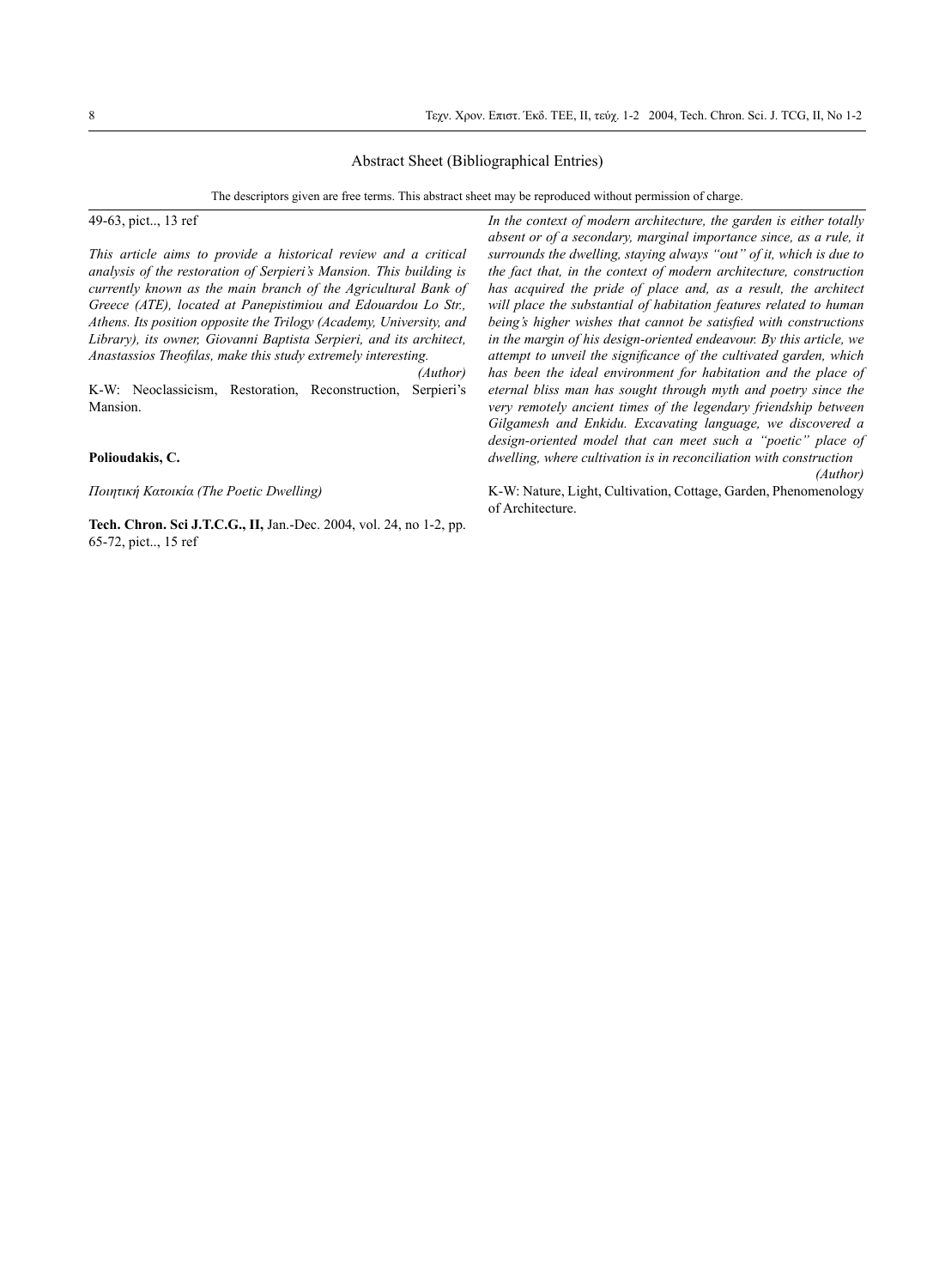## Abstract Sheet (Bibliographical Entries)

The descriptors given are free terms. This abstract sheet may be reproduced without permission of charge.

49-63, pict.., 13 ref

*This article aims to provide a historical review and a critical analysis of the restoration of Serpieri's Mansion. This building is currently known as the main branch of the Agricultural Bank of Greece (ATE), located at Panepistimiou and Edouardou Lo Str., Athens. Its position opposite the Trilogy (Academy, University, and Library), its owner, Giovanni Baptista Serpieri, and its architect, Anastassios Theofilas, make this study extremely interesting.*

*(Author)*

K-W: Neoclassicism, Restoration, Reconstruction, Serpieri's Mansion.

**Polioudakis, C.**

*Ποιητική Κατοικία (The Poetic Dwelling)*

**Tech. Chron. Sci J.T.C.G., II,** Jan.-Dec. 2004, vol. 24, no 1-2, pp. 65-72, pict.., 15 ref

*In the context of modern architecture, the garden is either totally absent or of a secondary, marginal importance since, as a rule, it surrounds the dwelling, staying always "out" of it, which is due to the fact that, in the context of modern architecture, construction has acquired the pride of place and, as a result, the architect will place the substantial of habitation features related to human being's higher wishes that cannot be satisfied with constructions in the margin of his design-oriented endeavour. By this article, we attempt to unveil the significance of the cultivated garden, which has been the ideal environment for habitation and the place of eternal bliss man has sought through myth and poetry since the very remotely ancient times of the legendary friendship between Gilgamesh and Enkidu. Excavating language, we discovered a design-oriented model that can meet such a "poetic" place of dwelling, where cultivation is in reconciliation with construction*

*(Author)*

K-W: Nature, Light, Cultivation, Cottage, Garden, Phenomenology of Architecture.